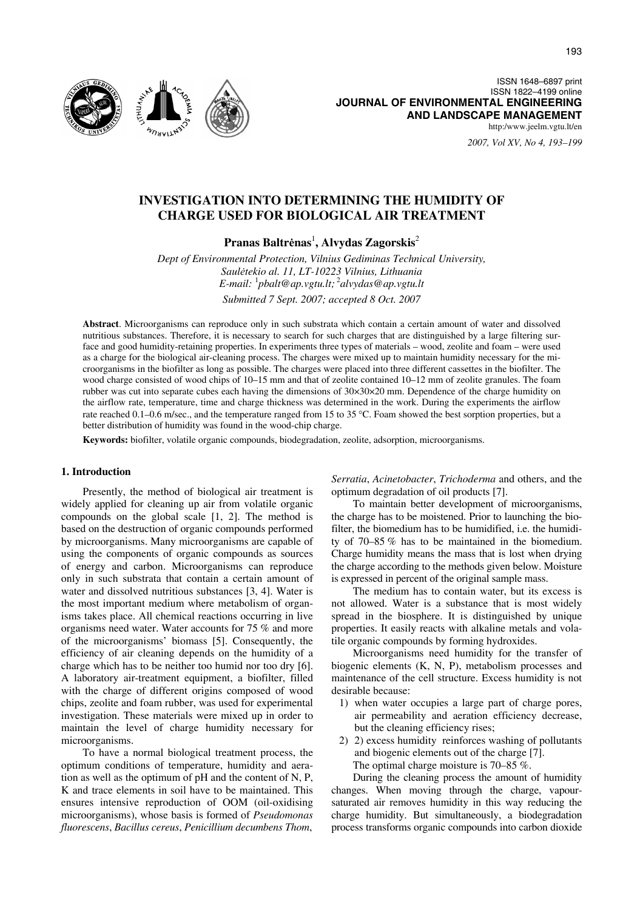ISSN 1648–6897 print
ISSN 1822–4199 online
**JOURNAL OF ENVIRONMENTAL ENGINEERING AND LANDSCAPE MANAGEMENT**
http:/www.jeelm.vgtu.lt/en

# INVESTIGATION INTO DETERMINING THE HUMIDITY OF CHARGE USED FOR BIOLOGICAL AIR TREATMENT

**Pranas Baltrėnas**[1], **Alvydas Zagorskis**[2]

*Dept of Environmental Protection, Vilnius Gediminas Technical University, Saulėtekio al. 11, LT-10223 Vilnius, Lithuania*
*E-mail: [1]pbalt@ap.vgtu.lt; [2]alvydas@ap.vgtu.lt*

*Submitted 7 Sept. 2007; accepted 8 Oct. 2007*

**Abstract**. Microorganisms can reproduce only in such substrata which contain a certain amount of water and dissolved nutritious substances. Therefore, it is necessary to search for such charges that are distinguished by a large filtering surface and good humidity-retaining properties. In experiments three types of materials – wood, zeolite and foam – were used as a charge for the biological air-cleaning process. The charges were mixed up to maintain humidity necessary for the microorganisms in the biofilter as long as possible. The charges were placed into three different cassettes in the biofilter. The wood charge consisted of wood chips of 10–15 mm and that of zeolite contained 10–12 mm of zeolite granules. The foam rubber was cut into separate cubes each having the dimensions of 30×30×20 mm. Dependence of the charge humidity on the airflow rate, temperature, time and charge thickness was determined in the work. During the experiments the airflow rate reached 0.1–0.6 m/sec., and the temperature ranged from 15 to 35 °C. Foam showed the best sorption properties, but a better distribution of humidity was found in the wood-chip charge.

**Keywords:** biofilter, volatile organic compounds, biodegradation, zeolite, adsorption, microorganisms.

## 1. Introduction

Presently, the method of biological air treatment is widely applied for cleaning up air from volatile organic compounds on the global scale [1, 2]. The method is based on the destruction of organic compounds performed by microorganisms. Many microorganisms are capable of using the components of organic compounds as sources of energy and carbon. Microorganisms can reproduce only in such substrata that contain a certain amount of water and dissolved nutritious substances [3, 4]. Water is the most important medium where metabolism of organisms takes place. All chemical reactions occurring in live organisms need water. Water accounts for 75 % and more of the microorganisms' biomass [5]. Consequently, the efficiency of air cleaning depends on the humidity of a charge which has to be neither too humid nor too dry [6]. A laboratory air-treatment equipment, a biofilter, filled with the charge of different origins composed of wood chips, zeolite and foam rubber, was used for experimental investigation. These materials were mixed up in order to maintain the level of charge humidity necessary for microorganisms.

To have a normal biological treatment process, the optimum conditions of temperature, humidity and aeration as well as the optimum of pH and the content of N, P, K and trace elements in soil have to be maintained. This ensures intensive reproduction of OOM (oil-oxidising microorganisms), whose basis is formed of *Pseudomonas fluorescens*, *Bacillus cereus*, *Penicillium decumbens Thom*, *Serratia*, *Acinetobacter*, *Trichoderma* and others, and the optimum degradation of oil products [7].

To maintain better development of microorganisms, the charge has to be moistened. Prior to launching the biofilter, the biomedium has to be humidified, i.e. the humidity of 70–85 % has to be maintained in the biomedium. Charge humidity means the mass that is lost when drying the charge according to the methods given below. Moisture is expressed in percent of the original sample mass.

The medium has to contain water, but its excess is not allowed. Water is a substance that is most widely spread in the biosphere. It is distinguished by unique properties. It easily reacts with alkaline metals and volatile organic compounds by forming hydroxides.

Microorganisms need humidity for the transfer of biogenic elements (K, N, P), metabolism processes and maintenance of the cell structure. Excess humidity is not desirable because:

1) when water occupies a large part of charge pores, air permeability and aeration efficiency decrease, but the cleaning efficiency rises;
2) 2) excess humidity reinforces washing of pollutants and biogenic elements out of the charge [7].

The optimal charge moisture is 70–85 %.

During the cleaning process the amount of humidity changes. When moving through the charge, vapour-saturated air removes humidity in this way reducing the charge humidity. But simultaneously, a biodegradation process transforms organic compounds into carbon dioxide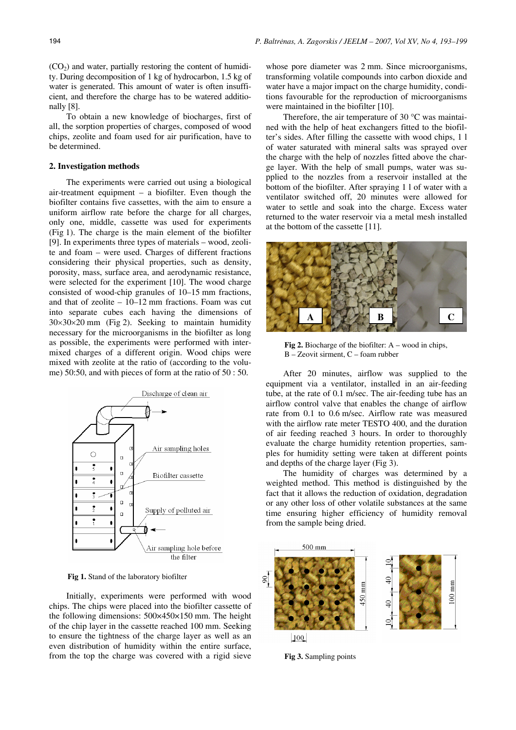($CO_2$) and water, partially restoring the content of humidity. During decomposition of 1 kg of hydrocarbon, 1.5 kg of water is generated. This amount of water is often insufficient, and therefore the charge has to be watered additionally [8].

To obtain a new knowledge of biocharges, first of all, the sorption properties of charges, composed of wood chips, zeolite and foam used for air purification, have to be determined.

## 2. Investigation methods

The experiments were carried out using a biological air-treatment equipment – a biofilter. Even though the biofilter contains five cassettes, with the aim to ensure a uniform airflow rate before the charge for all charges, only one, middle, cassette was used for experiments (Fig 1). The charge is the main element of the biofilter [9]. In experiments three types of materials – wood, zeolite and foam – were used. Charges of different fractions considering their physical properties, such as density, porosity, mass, surface area, and aerodynamic resistance, were selected for the experiment [10]. The wood charge consisted of wood-chip granules of 10–15 mm fractions, and that of zeolite – 10–12 mm fractions. Foam was cut into separate cubes each having the dimensions of 30×30×20 mm (Fig 2). Seeking to maintain humidity necessary for the microorganisms in the biofilter as long as possible, the experiments were performed with intermixed charges of a different origin. Wood chips were mixed with zeolite at the ratio of (according to the volume) 50:50, and with pieces of form at the ratio of 50 : 50.

**Fig 1.** Stand of the laboratory biofilter

Initially, experiments were performed with wood chips. The chips were placed into the biofilter cassette of the following dimensions: 500×450×150 mm. The height of the chip layer in the cassette reached 100 mm. Seeking to ensure the tightness of the charge layer as well as an even distribution of humidity within the entire surface, from the top the charge was covered with a rigid sieve whose pore diameter was 2 mm. Since microorganisms, transforming volatile compounds into carbon dioxide and water have a major impact on the charge humidity, conditions favourable for the reproduction of microorganisms were maintained in the biofilter [10].

Therefore, the air temperature of 30 °C was maintained with the help of heat exchangers fitted to the biofilter's sides. After filling the cassette with wood chips, 1 l of water saturated with mineral salts was sprayed over the charge with the help of nozzles fitted above the charge layer. With the help of small pumps, water was supplied to the nozzles from a reservoir installed at the bottom of the biofilter. After spraying 1 l of water with a ventilator switched off, 20 minutes were allowed for water to settle and soak into the charge. Excess water returned to the water reservoir via a metal mesh installed at the bottom of the cassette [11].

**Fig 2.** Biocharge of the biofilter: A – wood in chips, B – Zeovit sirment, C – foam rubber

After 20 minutes, airflow was supplied to the equipment via a ventilator, installed in an air-feeding tube, at the rate of 0.1 m/sec. The air-feeding tube has an airflow control valve that enables the change of airflow rate from 0.1 to 0.6 m/sec. Airflow rate was measured with the airflow rate meter TESTO 400, and the duration of air feeding reached 3 hours. In order to thoroughly evaluate the charge humidity retention properties, samples for humidity setting were taken at different points and depths of the charge layer (Fig 3).

The humidity of charges was determined by a weighted method. This method is distinguished by the fact that it allows the reduction of oxidation, degradation or any other loss of other volatile substances at the same time ensuring higher efficiency of humidity removal from the sample being dried.

**Fig 3.** Sampling points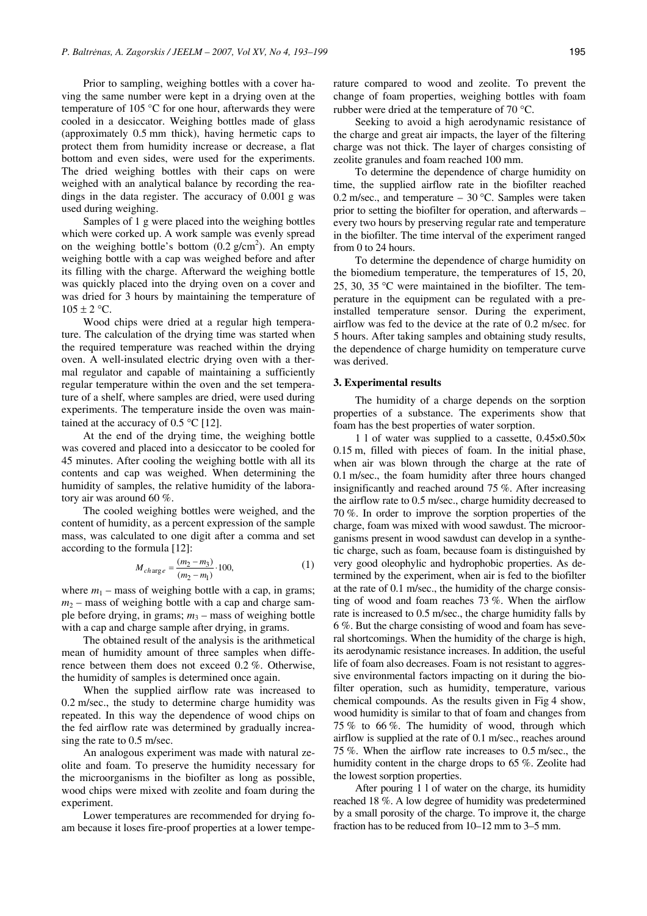Prior to sampling, weighing bottles with a cover having the same number were kept in a drying oven at the temperature of 105 °C for one hour, afterwards they were cooled in a desiccator. Weighing bottles made of glass (approximately 0.5 mm thick), having hermetic caps to protect them from humidity increase or decrease, a flat bottom and even sides, were used for the experiments. The dried weighing bottles with their caps on were weighed with an analytical balance by recording the readings in the data register. The accuracy of 0.001 g was used during weighing.

Samples of 1 g were placed into the weighing bottles which were corked up. A work sample was evenly spread on the weighing bottle's bottom (0.2 g/cm$^2$). An empty weighing bottle with a cap was weighed before and after its filling with the charge. Afterward the weighing bottle was quickly placed into the drying oven on a cover and was dried for 3 hours by maintaining the temperature of 105 ± 2 °C.

Wood chips were dried at a regular high temperature. The calculation of the drying time was started when the required temperature was reached within the drying oven. A well-insulated electric drying oven with a thermal regulator and capable of maintaining a sufficiently regular temperature within the oven and the set temperature of a shelf, where samples are dried, were used during experiments. The temperature inside the oven was maintained at the accuracy of 0.5 °C [12].

At the end of the drying time, the weighing bottle was covered and placed into a desiccator to be cooled for 45 minutes. After cooling the weighing bottle with all its contents and cap was weighed. When determining the humidity of samples, the relative humidity of the laboratory air was around 60 %.

The cooled weighing bottles were weighed, and the content of humidity, as a percent expression of the sample mass, was calculated to one digit after a comma and set according to the formula [12]:

$$M_{charge} = \frac{(m_2 - m_3)}{(m_2 - m_1)} \cdot 100, \tag{1}$$

where $m_1$ – mass of weighing bottle with a cap, in grams; $m_2$ – mass of weighing bottle with a cap and charge sample before drying, in grams; $m_3$ – mass of weighing bottle with a cap and charge sample after drying, in grams.

The obtained result of the analysis is the arithmetical mean of humidity amount of three samples when difference between them does not exceed 0.2 %. Otherwise, the humidity of samples is determined once again.

When the supplied airflow rate was increased to 0.2 m/sec., the study to determine charge humidity was repeated. In this way the dependence of wood chips on the fed airflow rate was determined by gradually increasing the rate to 0.5 m/sec.

An analogous experiment was made with natural zeolite and foam. To preserve the humidity necessary for the microorganisms in the biofilter as long as possible, wood chips were mixed with zeolite and foam during the experiment.

Lower temperatures are recommended for drying foam because it loses fire-proof properties at a lower temperature compared to wood and zeolite. To prevent the change of foam properties, weighing bottles with foam rubber were dried at the temperature of 70 °C.

Seeking to avoid a high aerodynamic resistance of the charge and great air impacts, the layer of the filtering charge was not thick. The layer of charges consisting of zeolite granules and foam reached 100 mm.

To determine the dependence of charge humidity on time, the supplied airflow rate in the biofilter reached 0.2 m/sec., and temperature – 30 °C. Samples were taken prior to setting the biofilter for operation, and afterwards – every two hours by preserving regular rate and temperature in the biofilter. The time interval of the experiment ranged from 0 to 24 hours.

To determine the dependence of charge humidity on the biomedium temperature, the temperatures of 15, 20, 25, 30, 35 °C were maintained in the biofilter. The temperature in the equipment can be regulated with a preinstalled temperature sensor. During the experiment, airflow was fed to the device at the rate of 0.2 m/sec. for 5 hours. After taking samples and obtaining study results, the dependence of charge humidity on temperature curve was derived.

## 3. Experimental results

The humidity of a charge depends on the sorption properties of a substance. The experiments show that foam has the best properties of water sorption.

1 l of water was supplied to a cassette, 0.45×0.50×0.15 m, filled with pieces of foam. In the initial phase, when air was blown through the charge at the rate of 0.1 m/sec., the foam humidity after three hours changed insignificantly and reached around 75 %. After increasing the airflow rate to 0.5 m/sec., charge humidity decreased to 70 %. In order to improve the sorption properties of the charge, foam was mixed with wood sawdust. The microorganisms present in wood sawdust can develop in a synthetic charge, such as foam, because foam is distinguished by very good oleophylic and hydrophobic properties. As determined by the experiment, when air is fed to the biofilter at the rate of 0.1 m/sec., the humidity of the charge consisting of wood and foam reaches 73 %. When the airflow rate is increased to 0.5 m/sec., the charge humidity falls by 6 %. But the charge consisting of wood and foam has several shortcomings. When the humidity of the charge is high, its aerodynamic resistance increases. In addition, the useful life of foam also decreases. Foam is not resistant to aggressive environmental factors impacting on it during the biofilter operation, such as humidity, temperature, various chemical compounds. As the results given in Fig 4 show, wood humidity is similar to that of foam and changes from 75 % to 66 %. The humidity of wood, through which airflow is supplied at the rate of 0.1 m/sec., reaches around 75 %. When the airflow rate increases to 0.5 m/sec., the humidity content in the charge drops to 65 %. Zeolite had the lowest sorption properties.

After pouring 1 l of water on the charge, its humidity reached 18 %. A low degree of humidity was predetermined by a small porosity of the charge. To improve it, the charge fraction has to be reduced from 10–12 mm to 3–5 mm.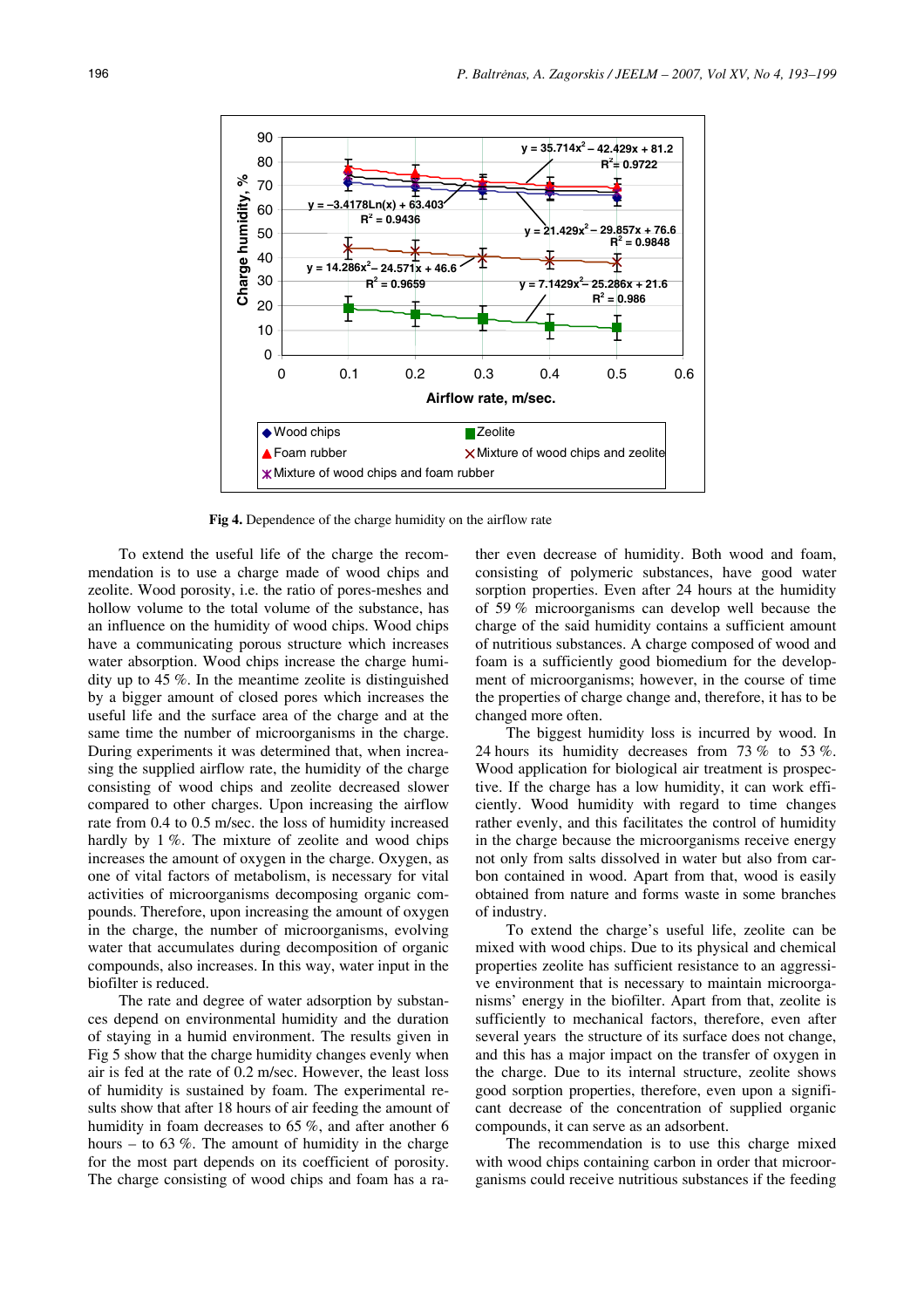Fig 4. Dependence of the charge humidity on the airflow rate

To extend the useful life of the charge the recommendation is to use a charge made of wood chips and zeolite. Wood porosity, i.e. the ratio of pores-meshes and hollow volume to the total volume of the substance, has an influence on the humidity of wood chips. Wood chips have a communicating porous structure which increases water absorption. Wood chips increase the charge humidity up to 45 %. In the meantime zeolite is distinguished by a bigger amount of closed pores which increases the useful life and the surface area of the charge and at the same time the number of microorganisms in the charge. During experiments it was determined that, when increasing the supplied airflow rate, the humidity of the charge consisting of wood chips and zeolite decreased slower compared to other charges. Upon increasing the airflow rate from 0.4 to 0.5 m/sec. the loss of humidity increased hardly by 1 %. The mixture of zeolite and wood chips increases the amount of oxygen in the charge. Oxygen, as one of vital factors of metabolism, is necessary for vital activities of microorganisms decomposing organic compounds. Therefore, upon increasing the amount of oxygen in the charge, the number of microorganisms, evolving water that accumulates during decomposition of organic compounds, also increases. In this way, water input in the biofilter is reduced.

The rate and degree of water adsorption by substances depend on environmental humidity and the duration of staying in a humid environment. The results given in Fig 5 show that the charge humidity changes evenly when air is fed at the rate of 0.2 m/sec. However, the least loss of humidity is sustained by foam. The experimental results show that after 18 hours of air feeding the amount of humidity in foam decreases to 65 %, and after another 6 hours – to 63 %. The amount of humidity in the charge for the most part depends on its coefficient of porosity. The charge consisting of wood chips and foam has a rather even decrease of humidity. Both wood and foam, consisting of polymeric substances, have good water sorption properties. Even after 24 hours at the humidity of 59 % microorganisms can develop well because the charge of the said humidity contains a sufficient amount of nutritious substances. A charge composed of wood and foam is a sufficiently good biomedium for the development of microorganisms; however, in the course of time the properties of charge change and, therefore, it has to be changed more often.

The biggest humidity loss is incurred by wood. In 24 hours its humidity decreases from 73 % to 53 %. Wood application for biological air treatment is prospective. If the charge has a low humidity, it can work efficiently. Wood humidity with regard to time changes rather evenly, and this facilitates the control of humidity in the charge because the microorganisms receive energy not only from salts dissolved in water but also from carbon contained in wood. Apart from that, wood is easily obtained from nature and forms waste in some branches of industry.

To extend the charge's useful life, zeolite can be mixed with wood chips. Due to its physical and chemical properties zeolite has sufficient resistance to an aggressive environment that is necessary to maintain microorganisms' energy in the biofilter. Apart from that, zeolite is sufficiently to mechanical factors, therefore, even after several years the structure of its surface does not change, and this has a major impact on the transfer of oxygen in the charge. Due to its internal structure, zeolite shows good sorption properties, therefore, even upon a significant decrease of the concentration of supplied organic compounds, it can serve as an adsorbent.

The recommendation is to use this charge mixed with wood chips containing carbon in order that microorganisms could receive nutritious substances if the feeding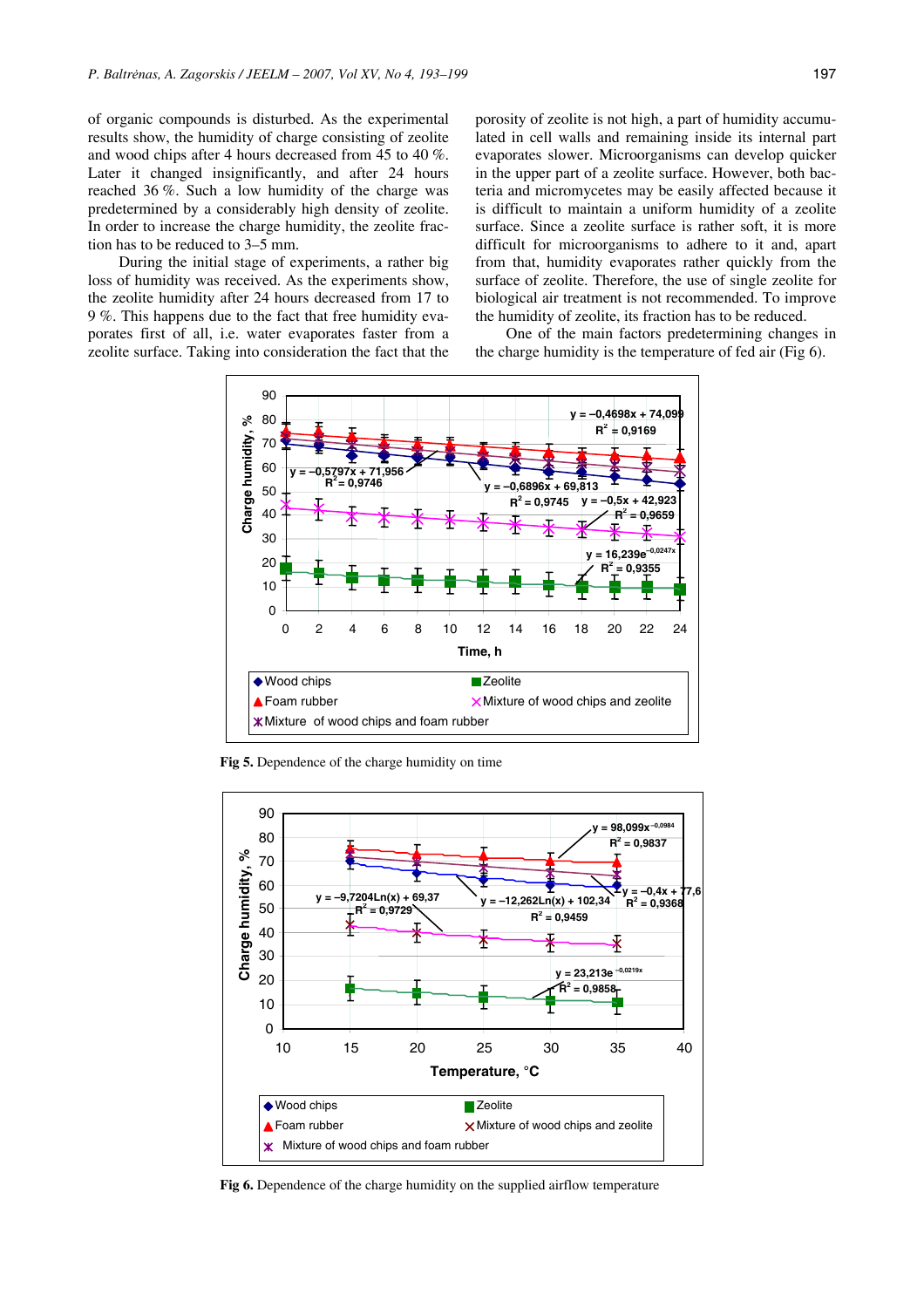of organic compounds is disturbed. As the experimental results show, the humidity of charge consisting of zeolite and wood chips after 4 hours decreased from 45 to 40 %. Later it changed insignificantly, and after 24 hours reached 36 %. Such a low humidity of the charge was predetermined by a considerably high density of zeolite. In order to increase the charge humidity, the zeolite fraction has to be reduced to 3–5 mm.

During the initial stage of experiments, a rather big loss of humidity was received. As the experiments show, the zeolite humidity after 24 hours decreased from 17 to 9 %. This happens due to the fact that free humidity evaporates first of all, i.e. water evaporates faster from a zeolite surface. Taking into consideration the fact that the porosity of zeolite is not high, a part of humidity accumulated in cell walls and remaining inside its internal part evaporates slower. Microorganisms can develop quicker in the upper part of a zeolite surface. However, both bacteria and micromycetes may be easily affected because it is difficult to maintain a uniform humidity of a zeolite surface. Since a zeolite surface is rather soft, it is more difficult for microorganisms to adhere to it and, apart from that, humidity evaporates rather quickly from the surface of zeolite. Therefore, the use of single zeolite for biological air treatment is not recommended. To improve the humidity of zeolite, its fraction has to be reduced.

One of the main factors predetermining changes in the charge humidity is the temperature of fed air (Fig 6).

**Fig 5.** Dependence of the charge humidity on time

**Fig 6.** Dependence of the charge humidity on the supplied airflow temperature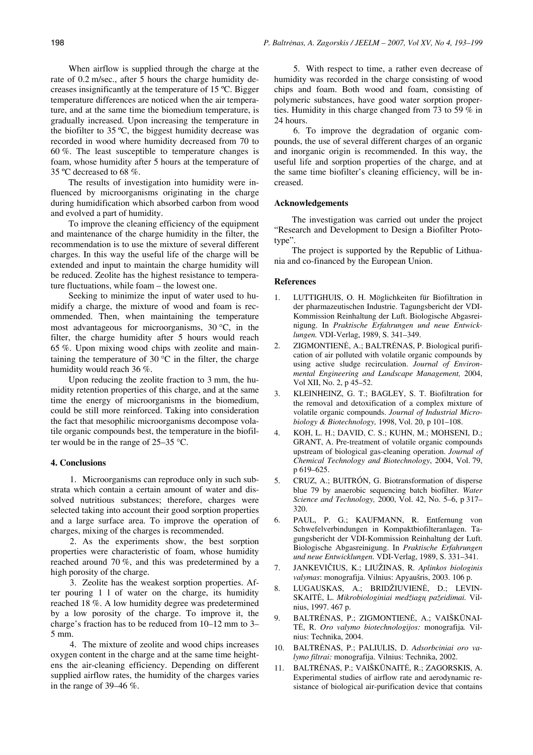When airflow is supplied through the charge at the rate of 0.2 m/sec., after 5 hours the charge humidity decreases insignificantly at the temperature of 15 ºC. Bigger temperature differences are noticed when the air temperature, and at the same time the biomedium temperature, is gradually increased. Upon increasing the temperature in the biofilter to 35 ºC, the biggest humidity decrease was recorded in wood where humidity decreased from 70 to 60 %. The least susceptible to temperature changes is foam, whose humidity after 5 hours at the temperature of 35 ºC decreased to 68 %.

The results of investigation into humidity were influenced by microorganisms originating in the charge during humidification which absorbed carbon from wood and evolved a part of humidity.

To improve the cleaning efficiency of the equipment and maintenance of the charge humidity in the filter, the recommendation is to use the mixture of several different charges. In this way the useful life of the charge will be extended and input to maintain the charge humidity will be reduced. Zeolite has the highest resistance to temperature fluctuations, while foam – the lowest one.

Seeking to minimize the input of water used to humidify a charge, the mixture of wood and foam is recommended. Then, when maintaining the temperature most advantageous for microorganisms, 30 °C, in the filter, the charge humidity after 5 hours would reach 65 %. Upon mixing wood chips with zeolite and maintaining the temperature of 30 °C in the filter, the charge humidity would reach 36 %.

Upon reducing the zeolite fraction to 3 mm, the humidity retention properties of this charge, and at the same time the energy of microorganisms in the biomedium, could be still more reinforced. Taking into consideration the fact that mesophilic microorganisms decompose volatile organic compounds best, the temperature in the biofilter would be in the range of 25–35 °C.

## 4. Conclusions

1. Microorganisms can reproduce only in such substrata which contain a certain amount of water and dissolved nutritious substances; therefore, charges were selected taking into account their good sorption properties and a large surface area. To improve the operation of charges, mixing of the charges is recommended.

2. As the experiments show, the best sorption properties were characteristic of foam, whose humidity reached around 70 %, and this was predetermined by a high porosity of the charge.

3. Zeolite has the weakest sorption properties. After pouring 1 l of water on the charge, its humidity reached 18 %. A low humidity degree was predetermined by a low porosity of the charge. To improve it, the charge's fraction has to be reduced from 10–12 mm to 3–5 mm.

4. The mixture of zeolite and wood chips increases oxygen content in the charge and at the same time heightens the air-cleaning efficiency. Depending on different supplied airflow rates, the humidity of the charges varies in the range of 39–46 %.

5. With respect to time, a rather even decrease of humidity was recorded in the charge consisting of wood chips and foam. Both wood and foam, consisting of polymeric substances, have good water sorption properties. Humidity in this charge changed from 73 to 59 % in 24 hours.

6. To improve the degradation of organic compounds, the use of several different charges of an organic and inorganic origin is recommended. In this way, the useful life and sorption properties of the charge, and at the same time biofilter's cleaning efficiency, will be increased.

### Acknowledgements

The investigation was carried out under the project "Research and Development to Design a Biofilter Prototype".

The project is supported by the Republic of Lithuania and co-financed by the European Union.

### References

1. LUTTIGHUIS, O. H. Möglichkeiten für Biofiltration in der pharmazeutischen Industrie. Tagungsbericht der VDI-Kommission Reinhaltung der Luft. Biologische Abgasreinigung. In *Praktische Erfahrungen und neue Entwicklungen.* VDI-Verlag, 1989, S. 341–349.
2. ZIGMONTIENĖ, A.; BALTRĖNAS, P. Biological purification of air polluted with volatile organic compounds by using active sludge recirculation. *Journal of Environmental Engineering and Landscape Management,* 2004, Vol XII, No. 2, p 45–52.
3. KLEINHEINZ, G. T.; BAGLEY, S. T. Biofiltration for the removal and detoxification of a complex mixture of volatile organic compounds. *Journal of Industrial Microbiology & Biotechnology,* 1998, Vol. 20, p 101–108.
4. KOH, L. H.; DAVID, C. S.; KUHN, M.; MOHSENI, D.; GRANT, A. Pre-treatment of volatile organic compounds upstream of biological gas-cleaning operation. *Journal of Chemical Technology and Biotechnology*, 2004, Vol. 79, p 619–625.
5. CRUZ, A.; BUITRÓN, G. Biotransformation of disperse blue 79 by anaerobic sequencing batch biofilter. *Water Science and Technology,* 2000, Vol. 42, No. 5–6, p 317–320.
6. PAUL, P. G.; KAUFMANN, R. Entfernung von Schwefelverbindungen in Kompaktbiofilteranlagen. Tagungsbericht der VDI-Kommission Reinhaltung der Luft. Biologische Abgasreinigung. In *Praktische Erfahrungen und neue Entwicklungen.* VDI-Verlag, 1989, S. 331–341.
7. JANKEVIČIUS, K.; LIUŽINAS, R. *Aplinkos biologinis valymas*: monografija. Vilnius: Apyaušris, 2003. 106 p.
8. LUGAUSKAS, A.; BRIDŽIUVIENĖ, D.; LEVINSKAITĖ, L. *Mikrobiologiniai medžiagų pažeidimai.* Vilnius, 1997. 467 p.
9. BALTRĖNAS, P.; ZIGMONTIENĖ, A.; VAIŠKŪNAITĖ, R. *Oro valymo biotechnologijos:* monografija*.* Vilnius: Technika, 2004.
10. BALTRĖNAS, P.; PALIULIS, D. *Adsorbciniai oro valymo filtrai:* monografija. Vilnius: Technika, 2002.
11. BALTRĖNAS, P.; VAIŠKŪNAITĖ, R.; ZAGORSKIS, A. Experimental studies of airflow rate and aerodynamic resistance of biological air-purification device that contains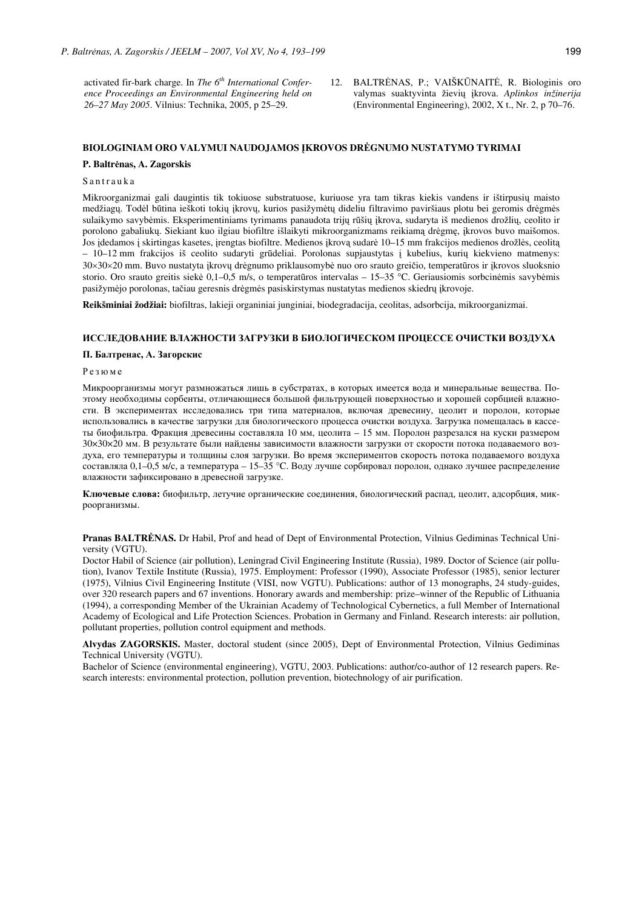activated fir-bark charge. In *The 6[th] International Conference Proceedings an Environmental Engineering held on 26–27 May 2005*. Vilnius: Technika, 2005, p 25–29.

12. BALTRĖNAS, P.; VAIŠKŪNAITĖ, R. Biologinis oro valymas suaktyvinta žievių įkrova. *Aplinkos inžinerija* (Environmental Engineering), 2002, X t., Nr. 2, p 70–76.

## BIOLOGINIAM ORO VALYMUI NAUDOJAMOS ĮKROVOS DRĖGNUMO NUSTATYMO TYRIMAI

**P. Baltrėnas, A. Zagorskis**

S a n t r a u k a

Mikroorganizmai gali daugintis tik tokiuose substratuose, kuriuose yra tam tikras kiekis vandens ir ištirpusių maisto medžiagų. Todėl būtina ieškoti tokių įkrovų, kurios pasižymėtų dideliu filtravimo paviršiaus plotu bei geromis drėgmės sulaikymo savybėmis. Eksperimentiniams tyrimams panaudota trijų rūšių įkrova, sudaryta iš medienos drožlių, ceolito ir porolono gabaliukų. Siekiant kuo ilgiau biofiltre išlaikyti mikroorganizmams reikiamą drėgmę, įkrovos buvo maišomos. Jos įdedamos į skirtingas kasetes, įrengtas biofiltre. Medienos įkrovą sudarė 10–15 mm frakcijos medienos drožlės, ceolitą – 10–12 mm frakcijos iš ceolito sudaryti grūdeliai. Porolonas supjaustytas į kubelius, kurių kiekvieno matmenys: 30×30×20 mm. Buvo nustatyta įkrovų drėgnumo priklausomybė nuo oro srauto greičio, temperatūros ir įkrovos sluoksnio storio. Oro srauto greitis siekė 0,1–0,5 m/s, o temperatūros intervalas – 15–35 °C. Geriausiomis sorbcinėmis savybėmis pasižymėjo porolonas, tačiau geresnis drėgmės pasiskirstymas nustatytas medienos skiedrų įkrovoje.

**Reikšminiai žodžiai:** biofiltras, lakieji organiniai junginiai, biodegradacija, ceolitas, adsorbcija, mikroorganizmai.

## ИССЛЕДОВАНИЕ ВЛАЖНОСТИ ЗАГРУЗКИ В БИОЛОГИЧЕСКОМ ПРОЦЕССЕ ОЧИСТКИ ВОЗДУХА

**П. Балтренас, А. Загорскис**

Р е з ю м е

Микроорганизмы могут размножаться лишь в субстратах, в которых имеется вода и минеральные вещества. Поэтому необходимы сорбенты, отличающиеся большой фильтрующей поверхностью и хорошей сорбцией влажности. В экспериментах исследовались три типа материалов, включая древесину, цеолит и поролон, которые использовались в качестве загрузки для биологического процесса очистки воздуха. Загрузка помещалась в кассеты биофильтра. Фракция древесины составляла 10 мм, цеолита – 15 мм. Поролон разрезался на куски размером 30×30×20 мм. В результате были найдены зависимости влажности загрузки от скорости потока подаваемого воздуха, его температуры и толщины слоя загрузки. Во время экспериментов скорость потока подаваемого воздуха составляла 0,1–0,5 м/с, а температура – 15–35 °С. Воду лучше сорбировал поролон, однако лучшее распределение влажности зафиксировано в древесной загрузке.

**Ключевые слова:** биофильтр, летучие органические соединения, биологический распад, цеолит, адсорбция, микроорганизмы.

**Pranas BALTRĖNAS.** Dr Habil, Prof and head of Dept of Environmental Protection, Vilnius Gediminas Technical University (VGTU).

Doctor Habil of Science (air pollution), Leningrad Civil Engineering Institute (Russia), 1989. Doctor of Science (air pollution), Ivanov Textile Institute (Russia), 1975. Employment: Professor (1990), Associate Professor (1985), senior lecturer (1975), Vilnius Civil Engineering Institute (VISI, now VGTU). Publications: author of 13 monographs, 24 study-guides, over 320 research papers and 67 inventions. Honorary awards and membership: prize–winner of the Republic of Lithuania (1994), a corresponding Member of the Ukrainian Academy of Technological Cybernetics, a full Member of International Academy of Ecological and Life Protection Sciences. Probation in Germany and Finland. Research interests: air pollution, pollutant properties, pollution control equipment and methods.

**Alvydas ZAGORSKIS.** Master, doctoral student (since 2005), Dept of Environmental Protection, Vilnius Gediminas Technical University (VGTU).

Bachelor of Science (environmental engineering), VGTU, 2003. Publications: author/co-author of 12 research papers. Research interests: environmental protection, pollution prevention, biotechnology of air purification.